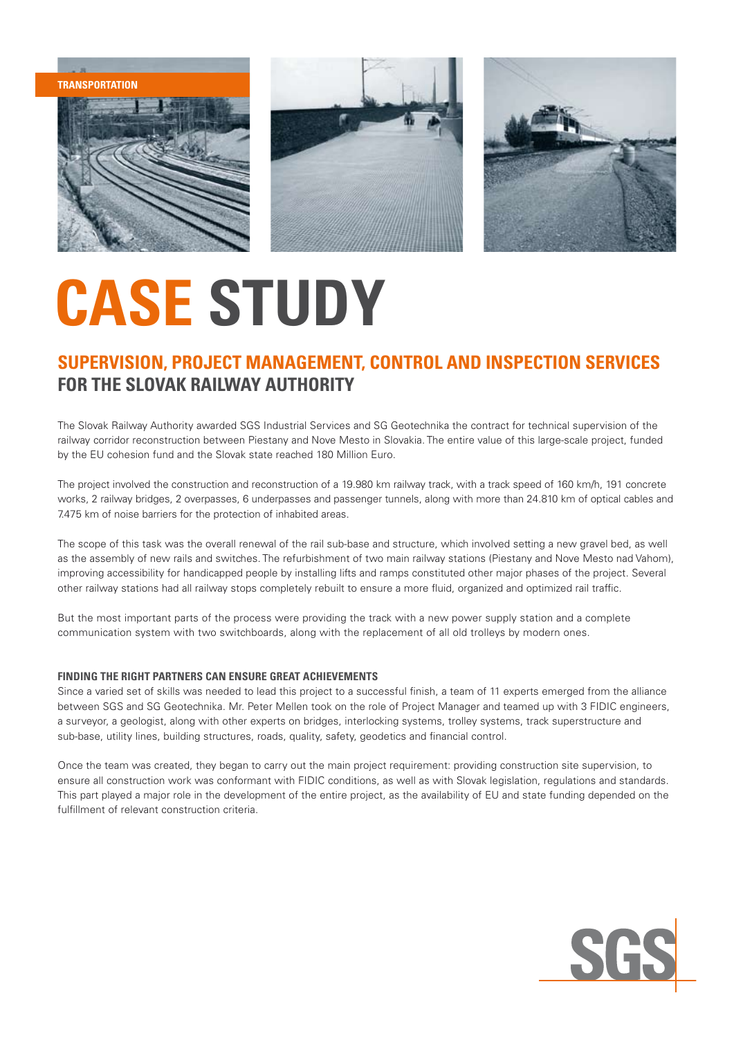TRANSPORTATION

# CASE STUDY

## SUPERVISION, PROJECT MANAGEMENT, CONTROL AND INSPECTION SERVICES FOR THE SLOVAK RAILWAY AUTHORITY

The Slovak Railway Authority awarded SGS Industrial Services and SG Geotechnika the contract for technical supervision of the railway corridor reconstruction between Piestany and Nove Mesto in Slovakia. The entire value of this large-scale project, funded by the EU cohesion fund and the Slovak state reached 180 Million Euro.

The project involved the construction and reconstruction of a 19.980 km railway track, with a track speed of 160 km/h, 191 concrete works, 2 railway bridges, 2 overpasses, 6 underpasses and passenger tunnels, along with more than 24.810 km of optical cables and 7.475 km of noise barriers for the protection of inhabited areas.

The scope of this task was the overall renewal of the rail sub-base and structure, which involved setting a new gravel bed, as well as the assembly of new rails and switches. The refurbishment of two main railway stations (Piestany and Nove Mesto nad Vahom), improving accessibility for handicapped people by installing lifts and ramps constituted other major phases of the project. Several other railway stations had all railway stops completely rebuilt to ensure a more fluid, organized and optimized rail traffic.

But the most important parts of the process were providing the track with a new power supply station and a complete communication system with two switchboards, along with the replacement of all old trolleys by modern ones.

### FINDING THE RIGHT PARTNERS CAN ENSURE GREAT ACHIEVEMENTS

Since a varied set of skills was needed to lead this project to a successful finish, a team of 11 experts emerged from the alliance between SGS and SG Geotechnika. Mr. Peter Mellen took on the role of Project Manager and teamed up with 3 FIDIC engineers, a surveyor, a geologist, along with other experts on bridges, interlocking systems, trolley systems, track superstructure and sub-base, utility lines, building structures, roads, quality, safety, geodetics and financial control.

Once the team was created, they began to carry out the main project requirement: providing construction site supervision, to ensure all construction work was conformant with FIDIC conditions, as well as with Slovak legislation, regulations and standards. This part played a major role in the development of the entire project, as the availability of EU and state funding depended on the fulfillment of relevant construction criteria.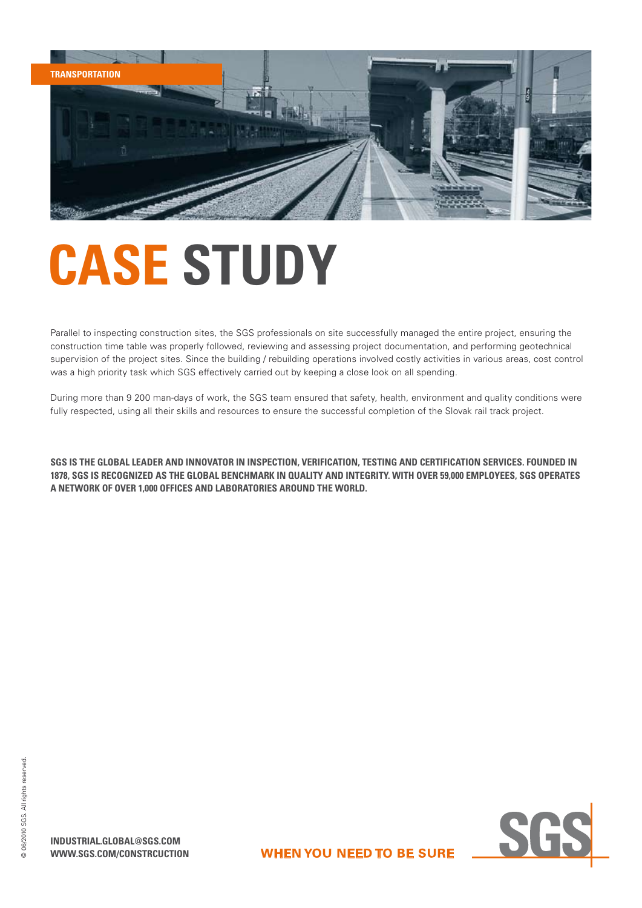TRANSPORTATION

# CASE STUDY

Parallel to inspecting construction sites, the SGS professionals on site successfully managed the entire project, ensuring the construction time table was properly followed, reviewing and assessing project documentation, and performing geotechnical supervision of the project sites. Since the building / rebuilding operations involved costly activities in various areas, cost control was a high priority task which SGS effectively carried out by keeping a close look on all spending.

During more than 9 200 man-days of work, the SGS team ensured that safety, health, environment and quality conditions were fully respected, using all their skills and resources to ensure the successful completion of the Slovak rail track project.

**SGS IS THE GLOBAL LEADER AND INNOVATOR IN INSPECTION, VERIFICATION, TESTING AND CERTIFICATION SERVICES. FOUNDED IN 1878, SGS IS RECOGNIZED AS THE GLOBAL BENCHMARK IN QUALITY AND INTEGRITY. WITH OVER 59,000 EMPLOYEES, SGS OPERATES A NETWORK OF OVER 1,000 OFFICES AND LABORATORIES AROUND THE WORLD.**

© 06/2010 SGS. All rights reserved.

**INDUSTRIAL.GLOBAL@SGS.COM**
**WWW.SGS.COM/CONSTRCUCTION**

WHEN YOU NEED TO BE SURE

SGS